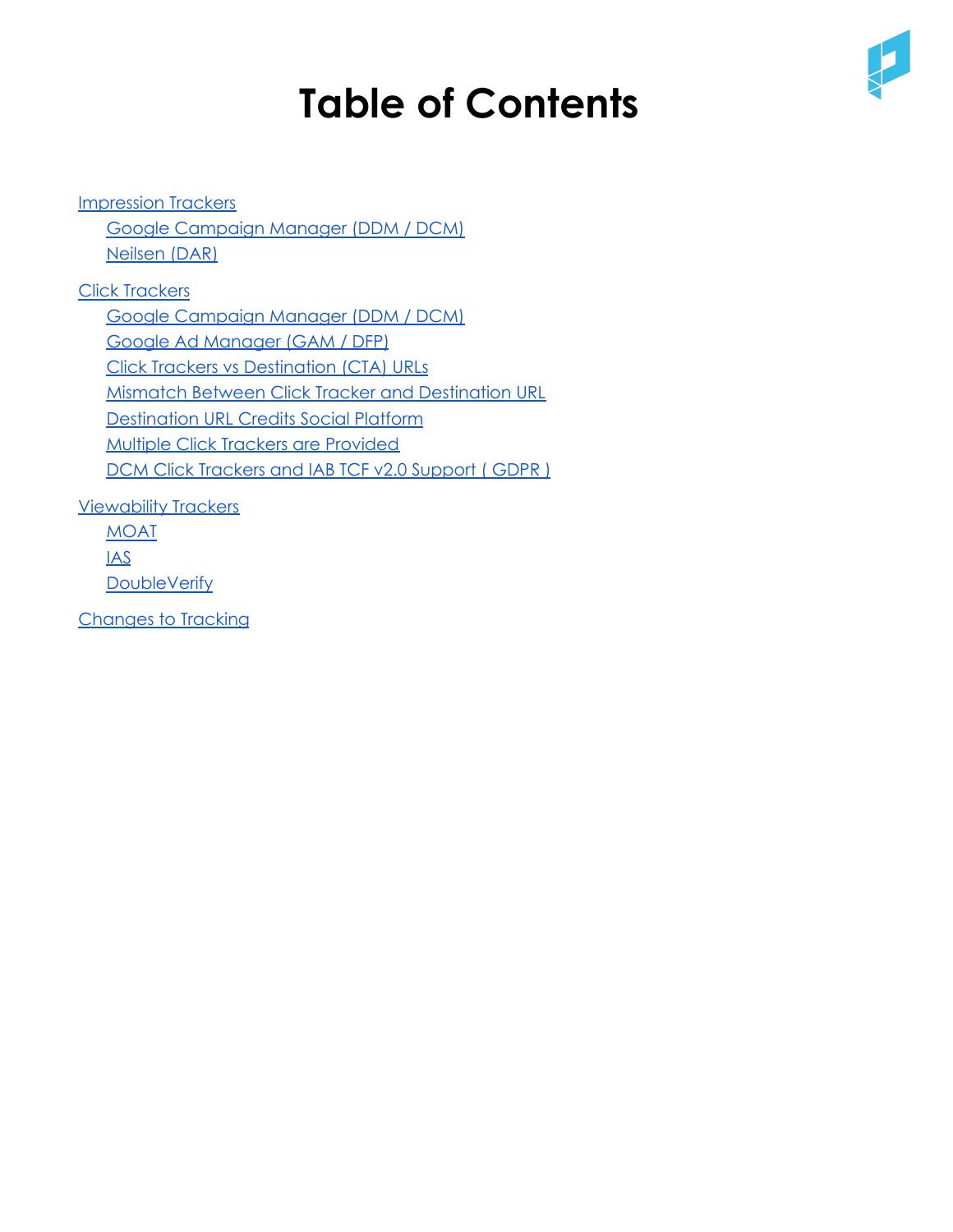# Table of Contents

- Impression Trackers
  - Google Campaign Manager (DDM / DCM)
  - Neilsen (DAR)
- Click Trackers
  - Google Campaign Manager (DDM / DCM)
  - Google Ad Manager (GAM / DFP)
  - Click Trackers vs Destination (CTA) URLs
  - Mismatch Between Click Tracker and Destination URL
  - Destination URL Credits Social Platform
  - Multiple Click Trackers are Provided
  - DCM Click Trackers and IAB TCF v2.0 Support ( GDPR )
- Viewability Trackers
  - MOAT
  - IAS
  - DoubleVerify
- Changes to Tracking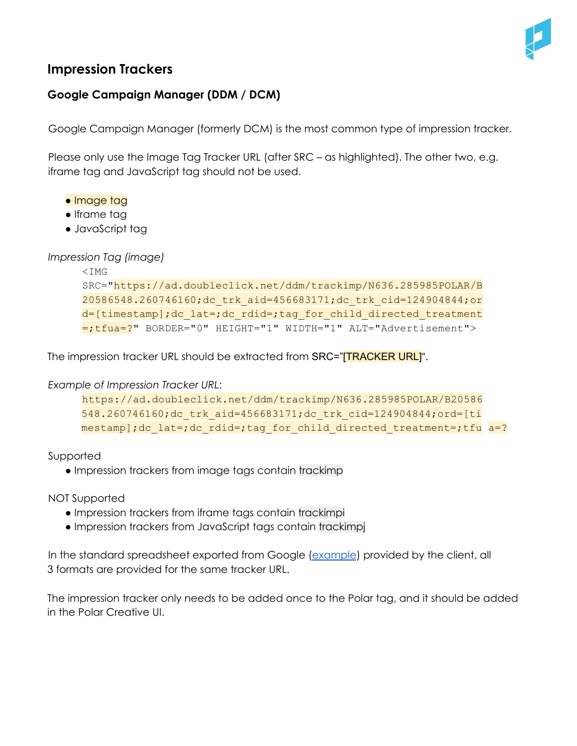## Impression Trackers

### Google Campaign Manager (DDM / DCM)

Google Campaign Manager (formerly DCM) is the most common type of impression tracker.

Please only use the Image Tag Tracker URL (after SRC – as highlighted). The other two, e.g. iframe tag and JavaScript tag should not be used.

- Image tag
- Iframe tag
- JavaScript tag

*Impression Tag (image)*

```
<IMG
SRC="https://ad.doubleclick.net/ddm/trackimp/N636.285985POLAR/B20586548.260746160;dc_trk_aid=456683171;dc_trk_cid=124904844;ord=[timestamp];dc_lat=;dc_rdid=;tag_for_child_directed_treatment=;tfua=?" BORDER="0" HEIGHT="1" WIDTH="1" ALT="Advertisement">
```

The impression tracker URL should be extracted from SRC="[TRACKER URL]".

*Example of Impression Tracker URL*:

```
https://ad.doubleclick.net/ddm/trackimp/N636.285985POLAR/B20586548.260746160;dc_trk_aid=456683171;dc_trk_cid=124904844;ord=[timestamp];dc_lat=;dc_rdid=;tag_for_child_directed_treatment=;tfua=?
```

Supported

- Impression trackers from image tags contain trackimp

NOT Supported

- Impression trackers from iframe tags contain trackimpi
- Impression trackers from JavaScript tags contain trackimpj

In the standard spreadsheet exported from Google (example) provided by the client, all 3 formats are provided for the same tracker URL.

The impression tracker only needs to be added once to the Polar tag, and it should be added in the Polar Creative UI.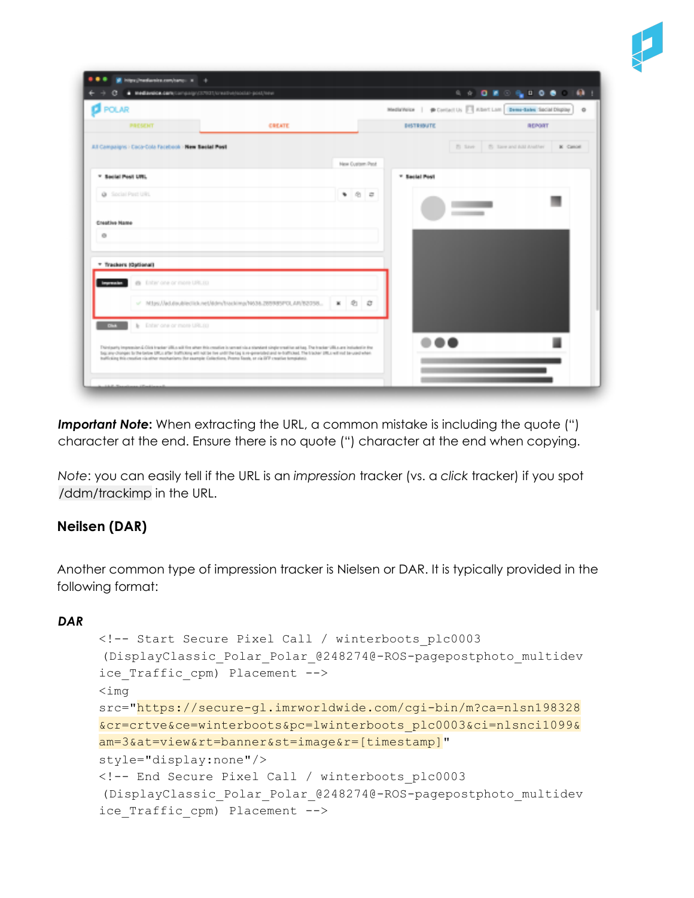***Important Note***: When extracting the URL, a common mistake is including the quote (") character at the end. Ensure there is no quote (") character at the end when copying.

*Note*: you can easily tell if the URL is an *impression* tracker (vs. a *click* tracker) if you spot /ddm/trackimp in the URL.

### Neilsen (DAR)

Another common type of impression tracker is Nielsen or DAR. It is typically provided in the following format:

***DAR***

```
<!-- Start Secure Pixel Call / winterboots_plc0003
(DisplayClassic_Polar_Polar_@248274@-ROS-pagepostphoto_multidev
ice_Traffic_cpm) Placement -->
<img
src="https://secure-gl.imrworldwide.com/cgi-bin/m?ca=nlsn198328
&cr=crtve&ce=winterboots&pc=lwinterboots_plc0003&ci=nlsnci1099&
am=3&at=view&rt=banner&st=image&r=[timestamp]"
style="display:none"/>
<!-- End Secure Pixel Call / winterboots_plc0003
(DisplayClassic_Polar_Polar_@248274@-ROS-pagepostphoto_multidev
ice_Traffic_cpm) Placement -->
```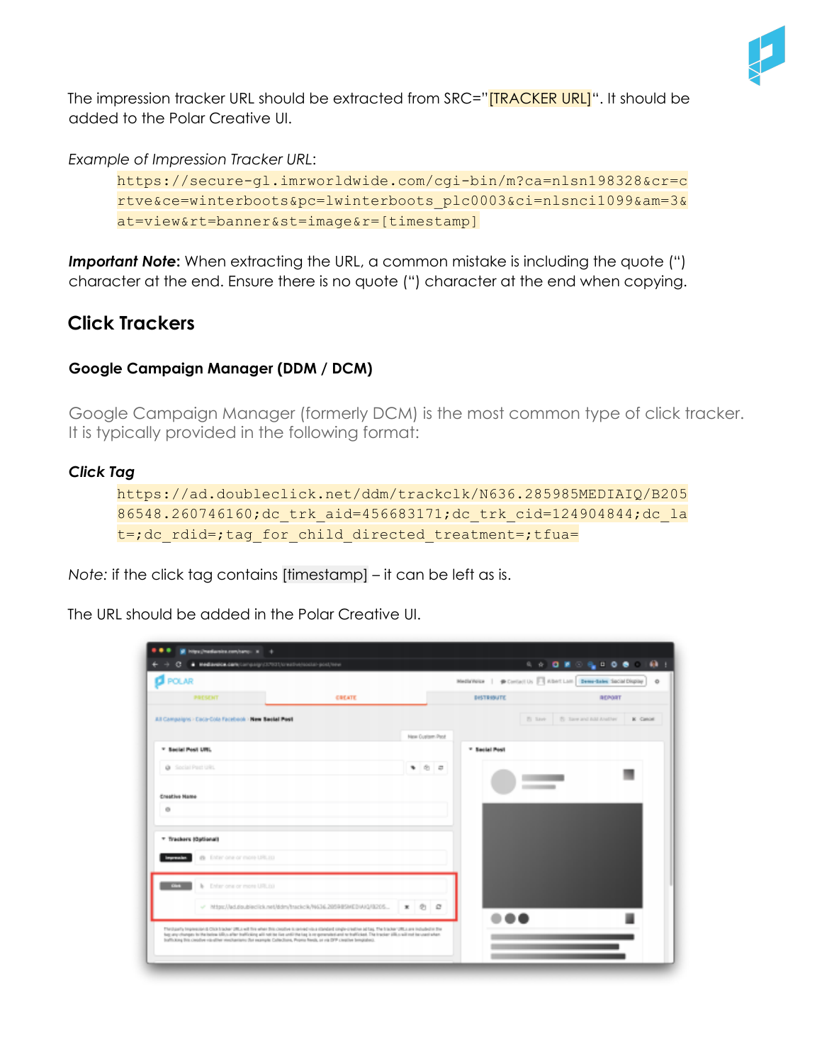The impression tracker URL should be extracted from SRC="[TRACKER URL]". It should be added to the Polar Creative UI.

*Example of Impression Tracker URL*:

```
https://secure-gl.imrworldwide.com/cgi-bin/m?ca=nlsn198328&cr=crtve&ce=winterboots&pc=1winterboots_plc0003&ci=nlsnci1099&am=3&at=view&rt=banner&st=image&r=[timestamp]
```

***Important Note***: When extracting the URL, a common mistake is including the quote (") character at the end. Ensure there is no quote (") character at the end when copying.

## Click Trackers

### Google Campaign Manager (DDM / DCM)

Google Campaign Manager (formerly DCM) is the most common type of click tracker. It is typically provided in the following format:

***Click Tag***

```
https://ad.doubleclick.net/ddm/trackclk/N636.285985MEDIAIQ/B20586548.260746160;dc_trk_aid=456683171;dc_trk_cid=124904844;dc_lat=;dc_rdid=;tag_for_child_directed_treatment=;tfua=
```

*Note*: if the click tag contains [timestamp] – it can be left as is.

The URL should be added in the Polar Creative UI.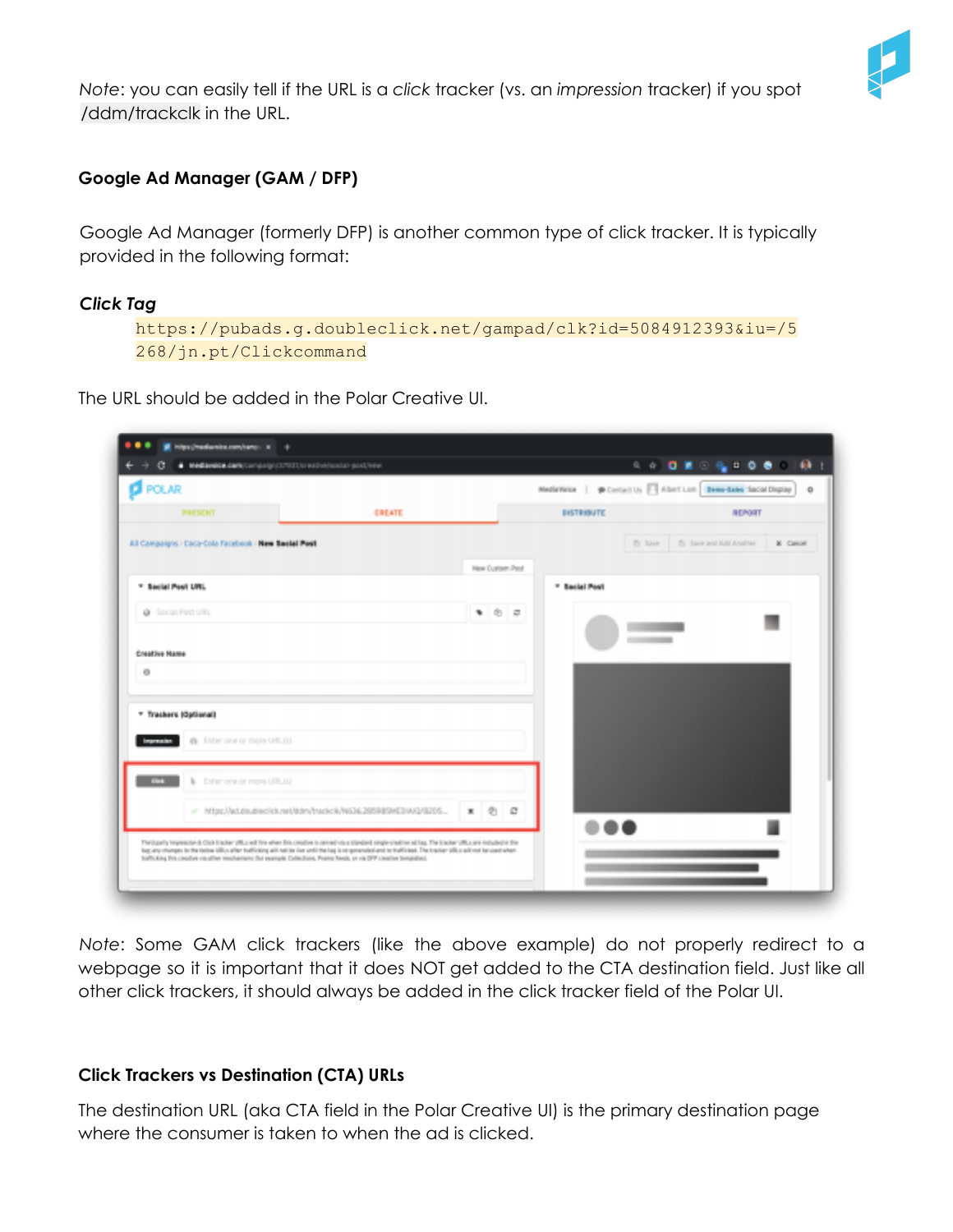*Note*: you can easily tell if the URL is a *click* tracker (vs. an *impression* tracker) if you spot /ddm/trackclk in the URL.

### Google Ad Manager (GAM / DFP)

Google Ad Manager (formerly DFP) is another common type of click tracker. It is typically provided in the following format:

#### *Click Tag*

```
https://pubads.g.doubleclick.net/gampad/clk?id=5084912393&iu=/5268/jn.pt/Clickcommand
```

The URL should be added in the Polar Creative UI.

*Note*: Some GAM click trackers (like the above example) do not properly redirect to a webpage so it is important that it does NOT get added to the CTA destination field. Just like all other click trackers, it should always be added in the click tracker field of the Polar UI.

### Click Trackers vs Destination (CTA) URLs

The destination URL (aka CTA field in the Polar Creative UI) is the primary destination page where the consumer is taken to when the ad is clicked.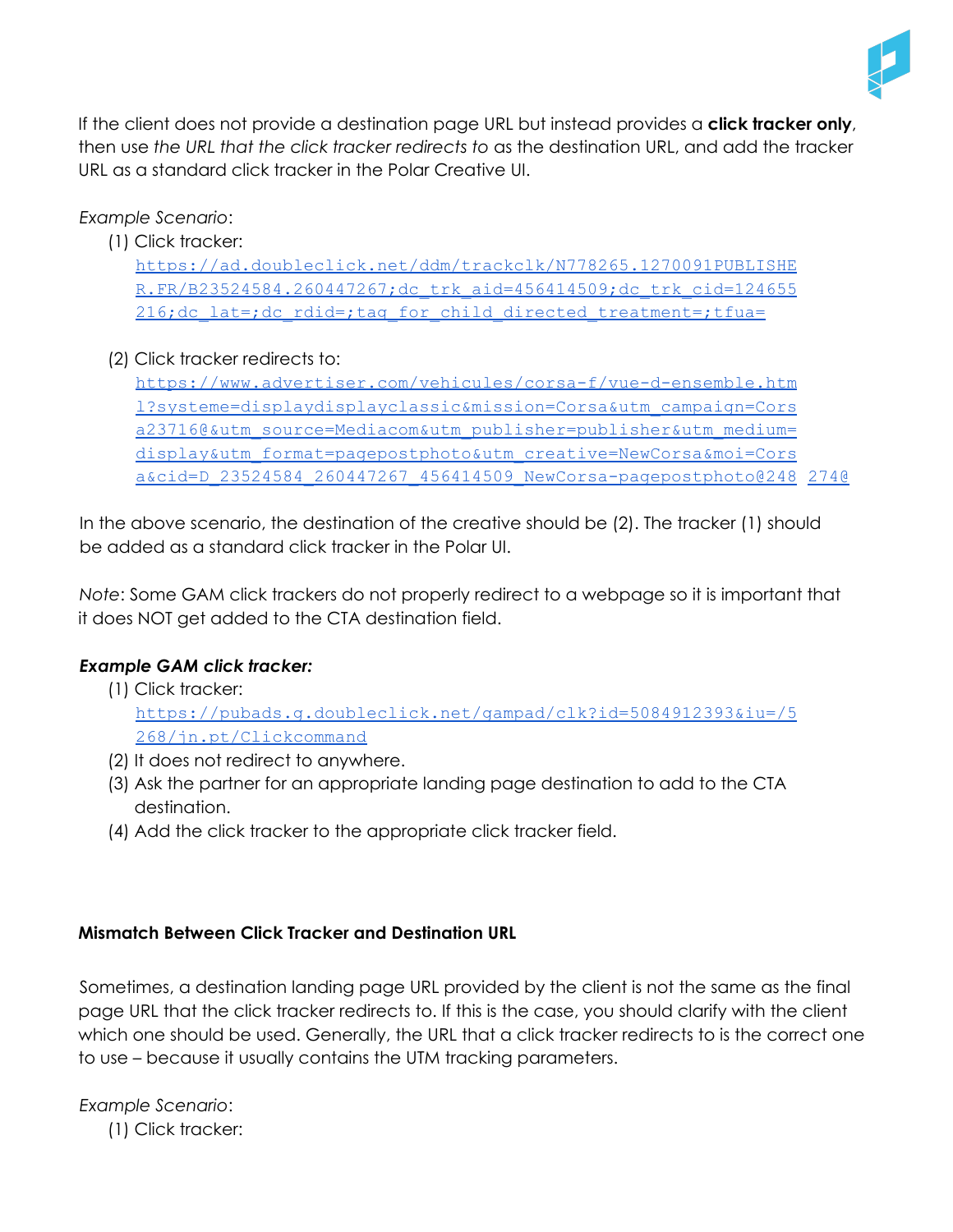If the client does not provide a destination page URL but instead provides a **click tracker only**, then use *the URL that the click tracker redirects to* as the destination URL, and add the tracker URL as a standard click tracker in the Polar Creative UI.

*Example Scenario*:

(1) Click tracker:
https://ad.doubleclick.net/ddm/trackclk/N778265.1270091PUBLISHER.FR/B23524584.260447267;dc_trk_aid=456414509;dc_trk_cid=124655216;dc_lat=;dc_rdid=;tag_for_child_directed_treatment=;tfua=

(2) Click tracker redirects to:
https://www.advertiser.com/vehicules/corsa-f/vue-d-ensemble.html?systeme=displaydisplayclassic&mission=Corsa&utm_campaign=Corsa23716@&utm_source=Mediacom&utm_publisher=publisher&utm_medium=display&utm_format=pagepostphoto&utm_creative=NewCorsa&moi=Corsa&cid=D_23524584_260447267_456414509_NewCorsa-pagepostphoto@248 274@

In the above scenario, the destination of the creative should be (2). The tracker (1) should be added as a standard click tracker in the Polar UI.

*Note*: Some GAM click trackers do not properly redirect to a webpage so it is important that it does NOT get added to the CTA destination field.

***Example GAM click tracker:***

(1) Click tracker:
https://pubads.g.doubleclick.net/gampad/clk?id=5084912393&iu=/5268/jn.pt/Clickcommand

(2) It does not redirect to anywhere.

(3) Ask the partner for an appropriate landing page destination to add to the CTA destination.

(4) Add the click tracker to the appropriate click tracker field.

### Mismatch Between Click Tracker and Destination URL

Sometimes, a destination landing page URL provided by the client is not the same as the final page URL that the click tracker redirects to. If this is the case, you should clarify with the client which one should be used. Generally, the URL that a click tracker redirects to is the correct one to use – because it usually contains the UTM tracking parameters.

*Example Scenario*:

(1) Click tracker: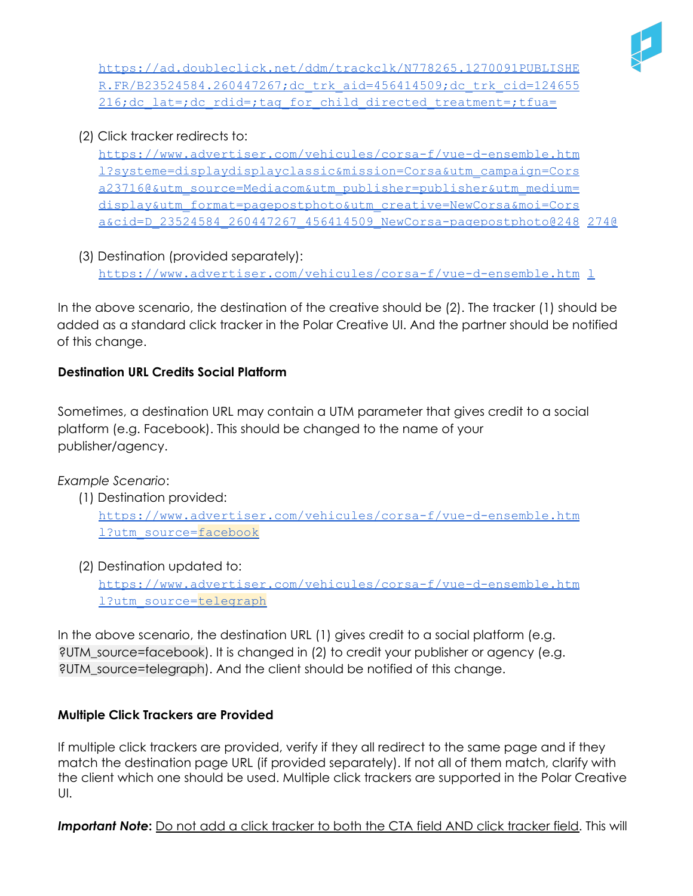https://ad.doubleclick.net/ddm/trackclk/N778265.1270091PUBLISHER.FR/B23524584.260447267;dc_trk_aid=456414509;dc_trk_cid=124655216;dc_lat=;dc_rdid=;tag_for_child_directed_treatment=;tfua=

(2) Click tracker redirects to:
https://www.advertiser.com/vehicules/corsa-f/vue-d-ensemble.html?systeme=displaydisplayclassic&mission=Corsa&utm_campaign=Corsa23716@&utm_source=Mediacom&utm_publisher=publisher&utm_medium=display&utm_format=pagepostphoto&utm_creative=NewCorsa&moi=Corsa&cid=D_23524584_260447267_456414509_NewCorsa-pagepostphoto@248 274@

(3) Destination (provided separately):
https://www.advertiser.com/vehicules/corsa-f/vue-d-ensemble.htm l

In the above scenario, the destination of the creative should be (2). The tracker (1) should be added as a standard click tracker in the Polar Creative UI. And the partner should be notified of this change.

**Destination URL Credits Social Platform**

Sometimes, a destination URL may contain a UTM parameter that gives credit to a social platform (e.g. Facebook). This should be changed to the name of your publisher/agency.

*Example Scenario*:

(1) Destination provided:
https://www.advertiser.com/vehicules/corsa-f/vue-d-ensemble.html?utm_source=facebook

(2) Destination updated to:
https://www.advertiser.com/vehicules/corsa-f/vue-d-ensemble.html?utm_source=telegraph

In the above scenario, the destination URL (1) gives credit to a social platform (e.g. ?UTM_source=facebook). It is changed in (2) to credit your publisher or agency (e.g. ?UTM_source=telegraph). And the client should be notified of this change.

**Multiple Click Trackers are Provided**

If multiple click trackers are provided, verify if they all redirect to the same page and if they match the destination page URL (if provided separately). If not all of them match, clarify with the client which one should be used. Multiple click trackers are supported in the Polar Creative UI.

***Important Note:*** Do not add a click tracker to both the CTA field AND click tracker field. This will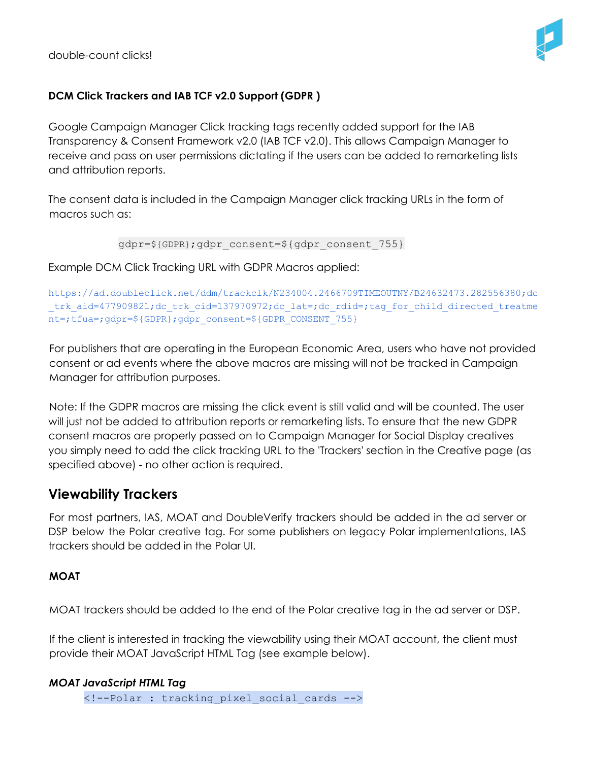double-count clicks!

**DCM Click Trackers and IAB TCF v2.0 Support (GDPR )**

Google Campaign Manager Click tracking tags recently added support for the IAB Transparency & Consent Framework v2.0 (IAB TCF v2.0). This allows Campaign Manager to receive and pass on user permissions dictating if the users can be added to remarketing lists and attribution reports.

The consent data is included in the Campaign Manager click tracking URLs in the form of macros such as:

```
gdpr=${GDPR};gdpr_consent=${gdpr_consent_755}
```

Example DCM Click Tracking URL with GDPR Macros applied:

```
https://ad.doubleclick.net/ddm/trackclk/N234004.2466709TIMEOUTNY/B24632473.282556380;dc_trk_aid=477909821;dc_trk_cid=137970972;dc_lat=;dc_rdid=;tag_for_child_directed_treatment=;tfua=;gdpr=${GDPR};gdpr_consent=${GDPR_CONSENT_755}
```

For publishers that are operating in the European Economic Area, users who have not provided consent or ad events where the above macros are missing will not be tracked in Campaign Manager for attribution purposes.

Note: If the GDPR macros are missing the click event is still valid and will be counted. The user will just not be added to attribution reports or remarketing lists. To ensure that the new GDPR consent macros are properly passed on to Campaign Manager for Social Display creatives you simply need to add the click tracking URL to the 'Trackers' section in the Creative page (as specified above) - no other action is required.

## Viewability Trackers

For most partners, IAS, MOAT and DoubleVerify trackers should be added in the ad server or DSP below the Polar creative tag. For some publishers on legacy Polar implementations, IAS trackers should be added in the Polar UI.

**MOAT**

MOAT trackers should be added to the end of the Polar creative tag in the ad server or DSP.

If the client is interested in tracking the viewability using their MOAT account, the client must provide their MOAT JavaScript HTML Tag (see example below).

***MOAT JavaScript HTML Tag***

```
<!--Polar : tracking_pixel_social_cards -->
```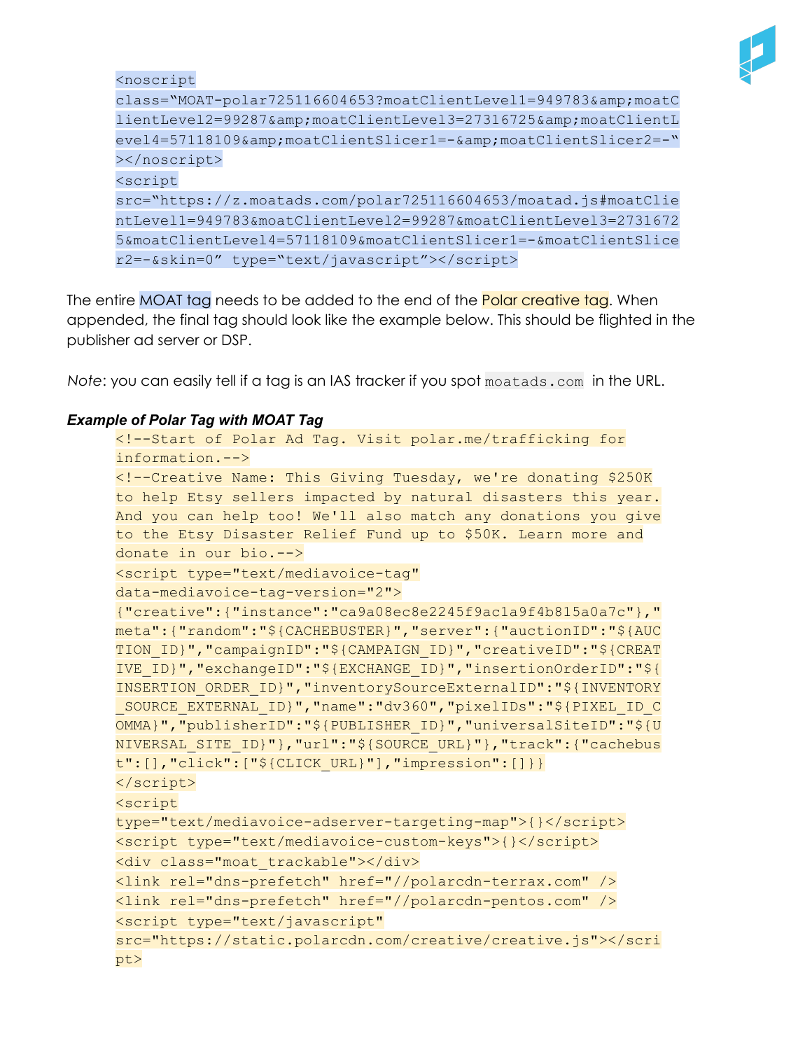```
<noscript
class="MOAT-polar725116604653?moatClientLevel1=949783&amp;moatClientLevel2=99287&amp;moatClientLevel3=27316725&amp;moatClientLevel4=57118109&amp;moatClientSlicer1=-&amp;moatClientSlicer2=-"
></noscript>
<script
src="https://z.moatads.com/polar725116604653/moatad.js#moatClientLevel1=949783&moatClientLevel2=99287&moatClientLevel3=27316725&moatClientLevel4=57118109&moatClientSlicer1=-&moatClientSlicer2=-&skin=0" type="text/javascript"></script>
```

The entire MOAT tag needs to be added to the end of the Polar creative tag. When appended, the final tag should look like the example below. This should be flighted in the publisher ad server or DSP.

*Note*: you can easily tell if a tag is an IAS tracker if you spot `moatads.com` in the URL.

***Example of Polar Tag with MOAT Tag***

```
<!--Start of Polar Ad Tag. Visit polar.me/trafficking for information.-->
<!--Creative Name: This Giving Tuesday, we're donating $250K to help Etsy sellers impacted by natural disasters this year. And you can help too! We'll also match any donations you give to the Etsy Disaster Relief Fund up to $50K. Learn more and donate in our bio.-->
<script type="text/mediavoice-tag" data-mediavoice-tag-version="2">
{"creative":{"instance":"ca9a08ec8e2245f9ac1a9f4b815a0a7c"},"meta":{"random":"${CACHEBUSTER}","server":{"auctionID":"${AUCTION_ID}","campaignID":"${CAMPAIGN_ID}","creativeID":"${CREATIVE_ID}","exchangeID":"${EXCHANGE_ID}","insertionOrderID":"${INSERTION_ORDER_ID}","inventorySourceExternalID":"${INVENTORY_SOURCE_EXTERNAL_ID}","name":"dv360","pixelIDs":"${PIXEL_ID_COMMA}","publisherID":"${PUBLISHER_ID}","universalSiteID":"${UNIVERSAL_SITE_ID}"},"url":"${SOURCE_URL}"},"track":{"cachebust":[],"click":["${CLICK_URL}"],"impression":[]}}
</script>
<script
type="text/mediavoice-adserver-targeting-map">{}</script>
<script type="text/mediavoice-custom-keys">{}</script>
<div class="moat_trackable"></div>
<link rel="dns-prefetch" href="//polarcdn-terrax.com" />
<link rel="dns-prefetch" href="//polarcdn-pentos.com" />
<script type="text/javascript"
src="https://static.polarcdn.com/creative/creative.js"></script>
```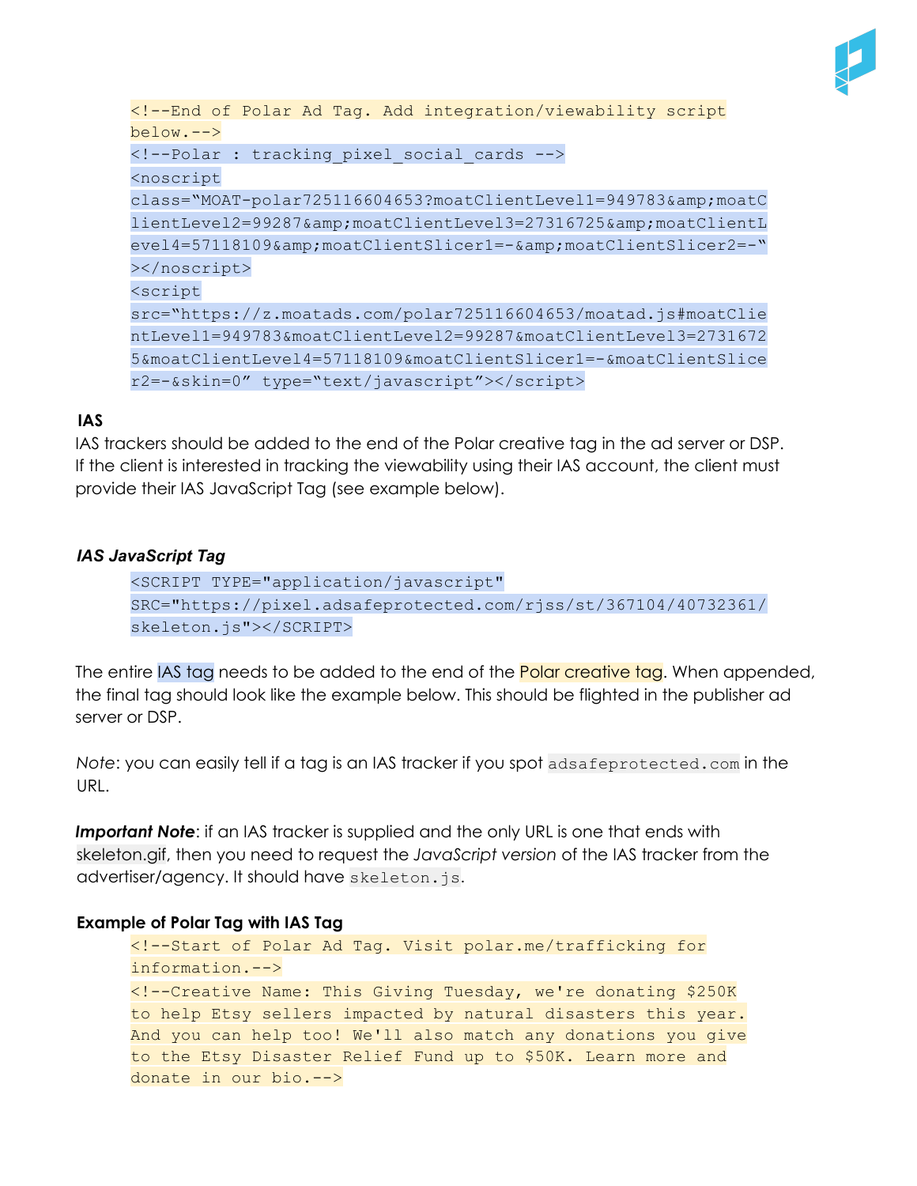```
<!--End of Polar Ad Tag. Add integration/viewability script
below.-->
<!--Polar : tracking_pixel_social_cards -->
<noscript
class="MOAT-polar725116604653?moatClientLevel1=949783&amp;moatC
lientLevel2=99287&amp;moatClientLevel3=27316725&amp;moatClientL
evel4=57118109&amp;moatClientSlicer1=-&amp;moatClientSlicer2=-"
></noscript>
<script
src="https://z.moatads.com/polar725116604653/moatad.js#moatClie
ntLevel1=949783&moatClientLevel2=99287&moatClientLevel3=2731672
5&moatClientLevel4=57118109&moatClientSlicer1=-&moatClientSlice
r2=-&skin=0" type="text/javascript"></script>
```

### IAS

IAS trackers should be added to the end of the Polar creative tag in the ad server or DSP. If the client is interested in tracking the viewability using their IAS account, the client must provide their IAS JavaScript Tag (see example below).

#### *IAS JavaScript Tag*

```
<SCRIPT TYPE="application/javascript"
SRC="https://pixel.adsafeprotected.com/rjss/st/367104/40732361/
skeleton.js"></SCRIPT>
```

The entire IAS tag needs to be added to the end of the Polar creative tag. When appended, the final tag should look like the example below. This should be flighted in the publisher ad server or DSP.

*Note*: you can easily tell if a tag is an IAS tracker if you spot `adsafeprotected.com` in the URL.

***Important Note***: if an IAS tracker is supplied and the only URL is one that ends with skeleton.gif, then you need to request the *JavaScript version* of the IAS tracker from the advertiser/agency. It should have `skeleton.js`.

#### Example of Polar Tag with IAS Tag

```
<!--Start of Polar Ad Tag. Visit polar.me/trafficking for
information.-->
<!--Creative Name: This Giving Tuesday, we're donating $250K
to help Etsy sellers impacted by natural disasters this year.
And you can help too! We'll also match any donations you give
to the Etsy Disaster Relief Fund up to $50K. Learn more and
donate in our bio.-->
```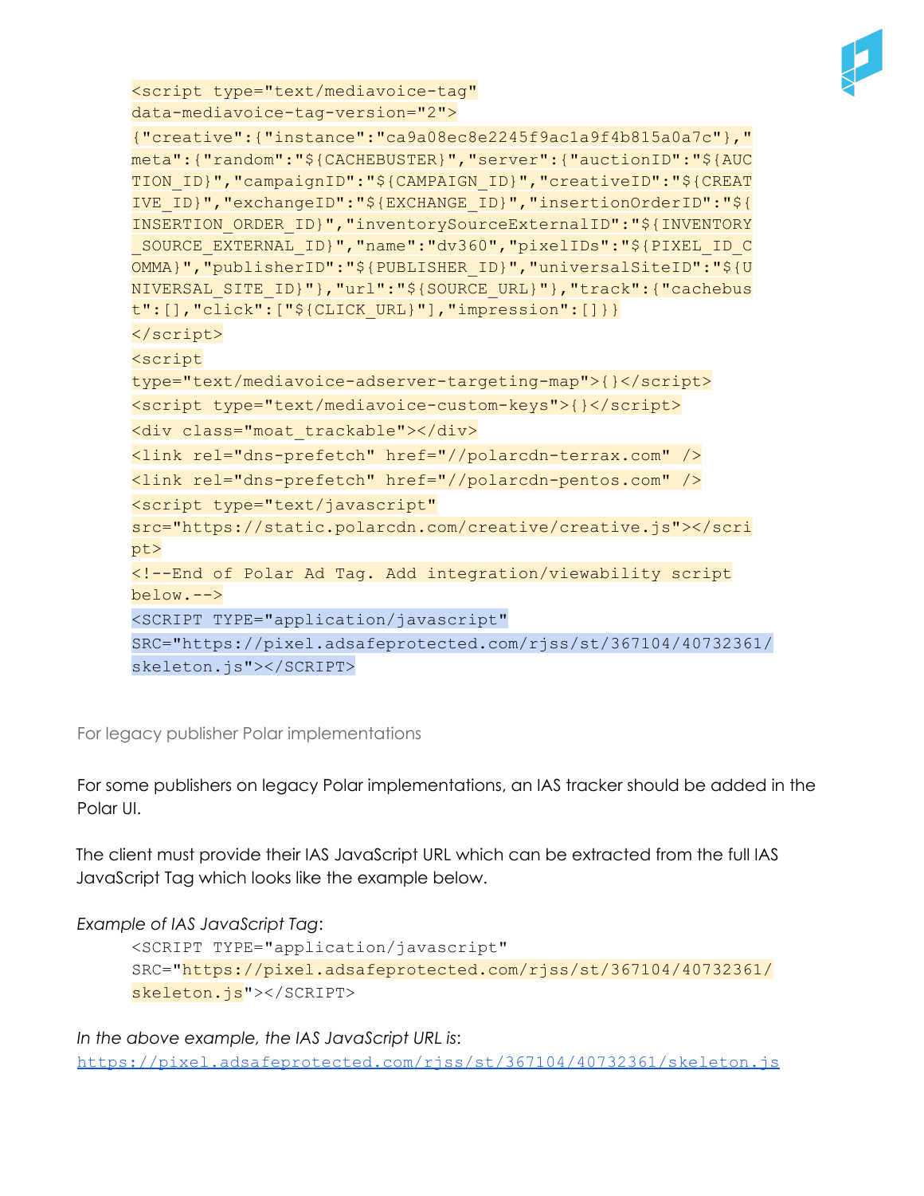```
<script type="text/mediavoice-tag"
data-mediavoice-tag-version="2">
{"creative":{"instance":"ca9a08ec8e2245f9ac1a9f4b815a0a7c"},"meta":{"random":"${CACHEBUSTER}","server":{"auctionID":"${AUCTION_ID}","campaignID":"${CAMPAIGN_ID}","creativeID":"${CREATIVE_ID}","exchangeID":"${EXCHANGE_ID}","insertionOrderID":"${INSERTION_ORDER_ID}","inventorySourceExternalID":"${INVENTORY_SOURCE_EXTERNAL_ID}","name":"dv360","pixelIDs":"${PIXEL_ID_COMMA}","publisherID":"${PUBLISHER_ID}","universalSiteID":"${UNIVERSAL_SITE_ID}"},"url":"${SOURCE_URL}"},"track":{"cachebust":[],"click":["${CLICK_URL}"],"impression":[]}}
</script>
<script
type="text/mediavoice-adserver-targeting-map">{}</script>
<script type="text/mediavoice-custom-keys">{}</script>
<div class="moat_trackable"></div>
<link rel="dns-prefetch" href="//polarcdn-terrax.com" />
<link rel="dns-prefetch" href="//polarcdn-pentos.com" />
<script type="text/javascript"
src="https://static.polarcdn.com/creative/creative.js"></script>
<!--End of Polar Ad Tag. Add integration/viewability script
below.-->
<SCRIPT TYPE="application/javascript"
SRC="https://pixel.adsafeprotected.com/rjss/st/367104/40732361/skeleton.js"></SCRIPT>
```

For legacy publisher Polar implementations

For some publishers on legacy Polar implementations, an IAS tracker should be added in the Polar UI.

The client must provide their IAS JavaScript URL which can be extracted from the full IAS JavaScript Tag which looks like the example below.

*Example of IAS JavaScript Tag*:

```
<SCRIPT TYPE="application/javascript"
SRC="https://pixel.adsafeprotected.com/rjss/st/367104/40732361/skeleton.js"></SCRIPT>
```

*In the above example, the IAS JavaScript URL is*:
https://pixel.adsafeprotected.com/rjss/st/367104/40732361/skeleton.js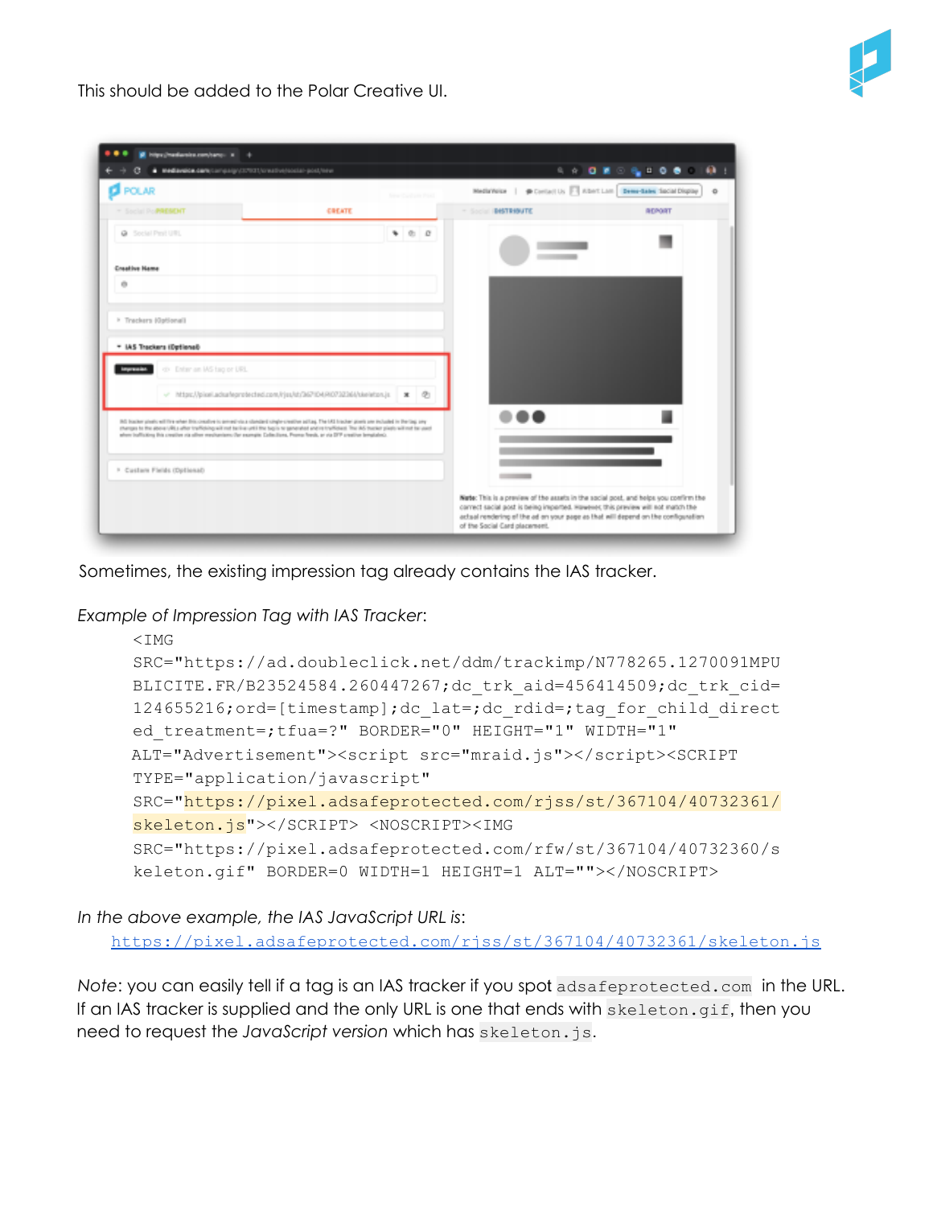This should be added to the Polar Creative UI.

Sometimes, the existing impression tag already contains the IAS tracker.

*Example of Impression Tag with IAS Tracker*:

```
<IMG
SRC="https://ad.doubleclick.net/ddm/trackimp/N778265.1270091MPU
BLICITE.FR/B23524584.260447267;dc_trk_aid=456414509;dc_trk_cid=
124655216;ord=[timestamp];dc_lat=;dc_rdid=;tag_for_child_direct
ed_treatment=;tfua=?" BORDER="0" HEIGHT="1" WIDTH="1"
ALT="Advertisement"><script src="mraid.js"></script><SCRIPT
TYPE="application/javascript"
SRC="https://pixel.adsafeprotected.com/rjss/st/367104/40732361/
skeleton.js"></SCRIPT> <NOSCRIPT><IMG
SRC="https://pixel.adsafeprotected.com/rfw/st/367104/40732360/s
keleton.gif" BORDER=0 WIDTH=1 HEIGHT=1 ALT=""></NOSCRIPT>
```

*In the above example, the IAS JavaScript URL is*:

https://pixel.adsafeprotected.com/rjss/st/367104/40732361/skeleton.js

*Note*: you can easily tell if a tag is an IAS tracker if you spot `adsafeprotected.com` in the URL. If an IAS tracker is supplied and the only URL is one that ends with `skeleton.gif`, then you need to request the *JavaScript version* which has `skeleton.js`.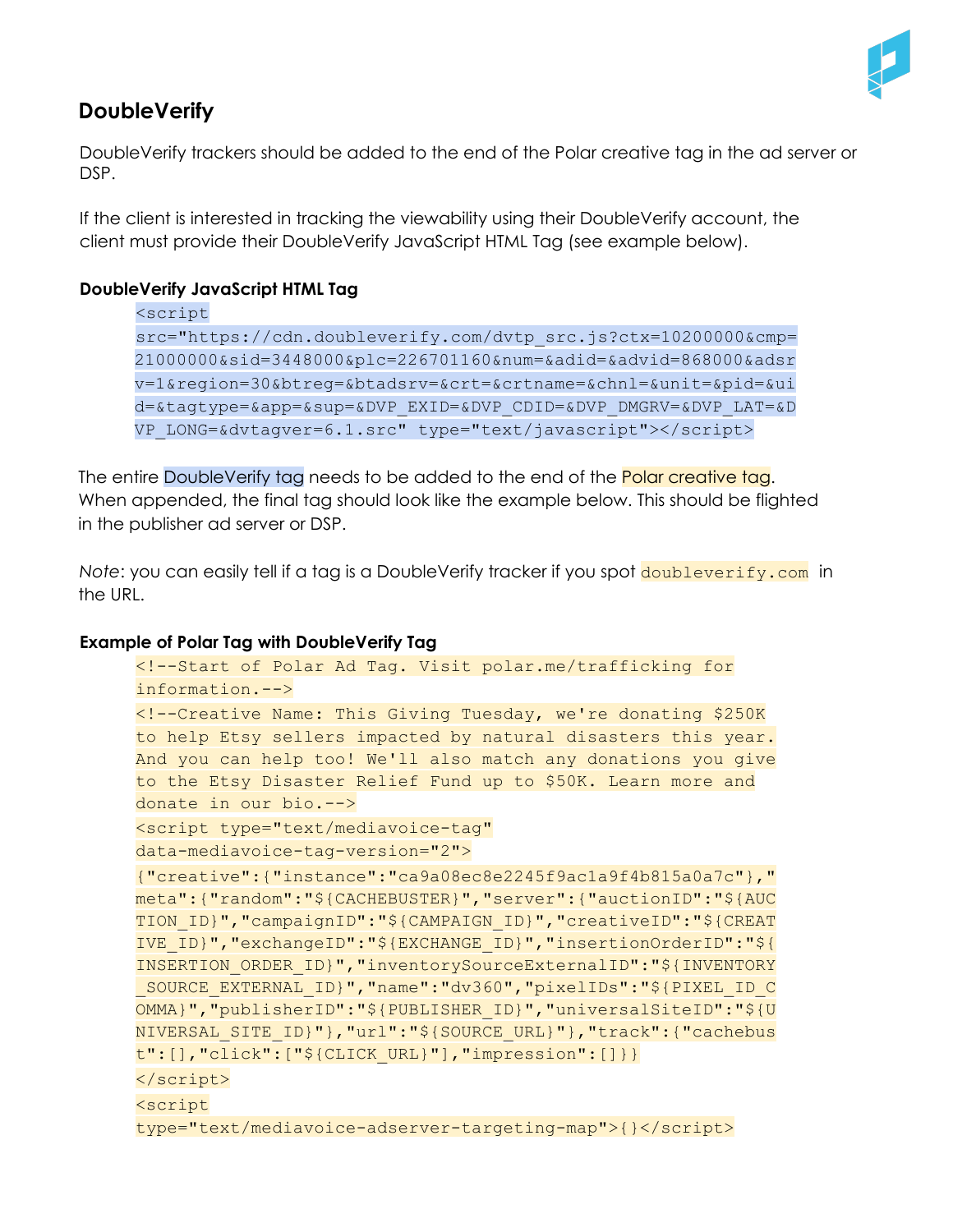## DoubleVerify

DoubleVerify trackers should be added to the end of the Polar creative tag in the ad server or DSP.

If the client is interested in tracking the viewability using their DoubleVerify account, the client must provide their DoubleVerify JavaScript HTML Tag (see example below).

### DoubleVerify JavaScript HTML Tag

```
<script
src="https://cdn.doubleverify.com/dvtp_src.js?ctx=10200000&cmp=21000000&sid=3448000&plc=226701160&num=&adid=&advid=868000&adsrv=1&region=30&btreg=&btadsrv=&crt=&crtname=&chnl=&unit=&pid=&uid=&tagtype=&app=&sup=&DVP_EXID=&DVP_CDID=&DVP_DMGRV=&DVP_LAT=&DVP_LONG=&dvtagver=6.1.src" type="text/javascript"></script>
```

The entire DoubleVerify tag needs to be added to the end of the Polar creative tag. When appended, the final tag should look like the example below. This should be flighted in the publisher ad server or DSP.

*Note*: you can easily tell if a tag is a DoubleVerify tracker if you spot `doubleverify.com` in the URL.

### Example of Polar Tag with DoubleVerify Tag

```
<!--Start of Polar Ad Tag. Visit polar.me/trafficking for information.-->
<!--Creative Name: This Giving Tuesday, we're donating $250K to help Etsy sellers impacted by natural disasters this year. And you can help too! We'll also match any donations you give to the Etsy Disaster Relief Fund up to $50K. Learn more and donate in our bio.-->
<script type="text/mediavoice-tag" data-mediavoice-tag-version="2">
{"creative":{"instance":"ca9a08ec8e2245f9ac1a9f4b815a0a7c"},"meta":{"random":"${CACHEBUSTER}","server":{"auctionID":"${AUCTION_ID}","campaignID":"${CAMPAIGN_ID}","creativeID":"${CREATIVE_ID}","exchangeID":"${EXCHANGE_ID}","insertionOrderID":"${INSERTION_ORDER_ID}","inventorySourceExternalID":"${INVENTORY_SOURCE_EXTERNAL_ID}","name":"dv360","pixelIDs":"${PIXEL_ID_COMMA}","publisherID":"${PUBLISHER_ID}","universalSiteID":"${UNIVERSAL_SITE_ID}"},"url":"${SOURCE_URL}"},"track":{"cachebust":[],"click":["${CLICK_URL}"],"impression":[]}}
</script>
<script
type="text/mediavoice-adserver-targeting-map">{}</script>
```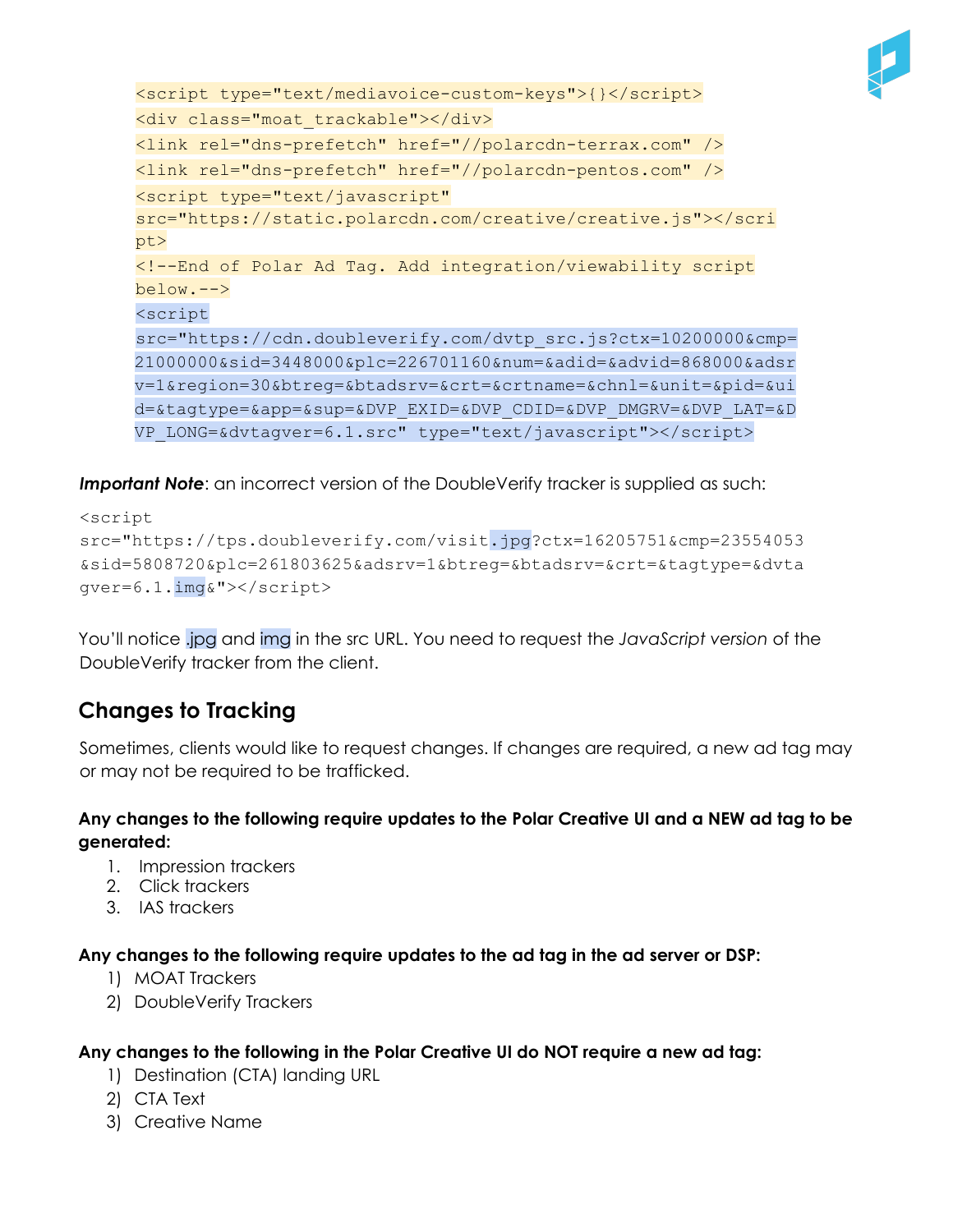```
<script type="text/mediavoice-custom-keys">{}</script>
<div class="moat_trackable"></div>
<link rel="dns-prefetch" href="//polarcdn-terrax.com" />
<link rel="dns-prefetch" href="//polarcdn-pentos.com" />
<script type="text/javascript"
src="https://static.polarcdn.com/creative/creative.js"></script>
<!--End of Polar Ad Tag. Add integration/viewability script
below.-->
<script
src="https://cdn.doubleverify.com/dvtp_src.js?ctx=10200000&cmp=21000000&sid=3448000&plc=226701160&num=&adid=&advid=868000&adsrv=1&region=30&btreg=&btadsrv=&crt=&crtname=&chnl=&unit=&pid=&uid=&tagtype=&app=&sup=&DVP_EXID=&DVP_CDID=&DVP_DMGRV=&DVP_LAT=&DVP_LONG=&dvtagver=6.1.src" type="text/javascript"></script>
```

***Important Note***: an incorrect version of the DoubleVerify tracker is supplied as such:

```
<script
src="https://tps.doubleverify.com/visit.jpg?ctx=16205751&cmp=23554053&sid=5808720&plc=261803625&adsrv=1&btreg=&btadsrv=&crt=&tagtype=&dvtagver=6.1.img&"></script>
```

You'll notice .jpg and img in the src URL. You need to request the *JavaScript version* of the DoubleVerify tracker from the client.

## Changes to Tracking

Sometimes, clients would like to request changes. If changes are required, a new ad tag may or may not be required to be trafficked.

**Any changes to the following require updates to the Polar Creative UI and a NEW ad tag to be generated:**

1. Impression trackers
2. Click trackers
3. IAS trackers

**Any changes to the following require updates to the ad tag in the ad server or DSP:**

1) MOAT Trackers
2) DoubleVerify Trackers

**Any changes to the following in the Polar Creative UI do NOT require a new ad tag:**

1) Destination (CTA) landing URL
2) CTA Text
3) Creative Name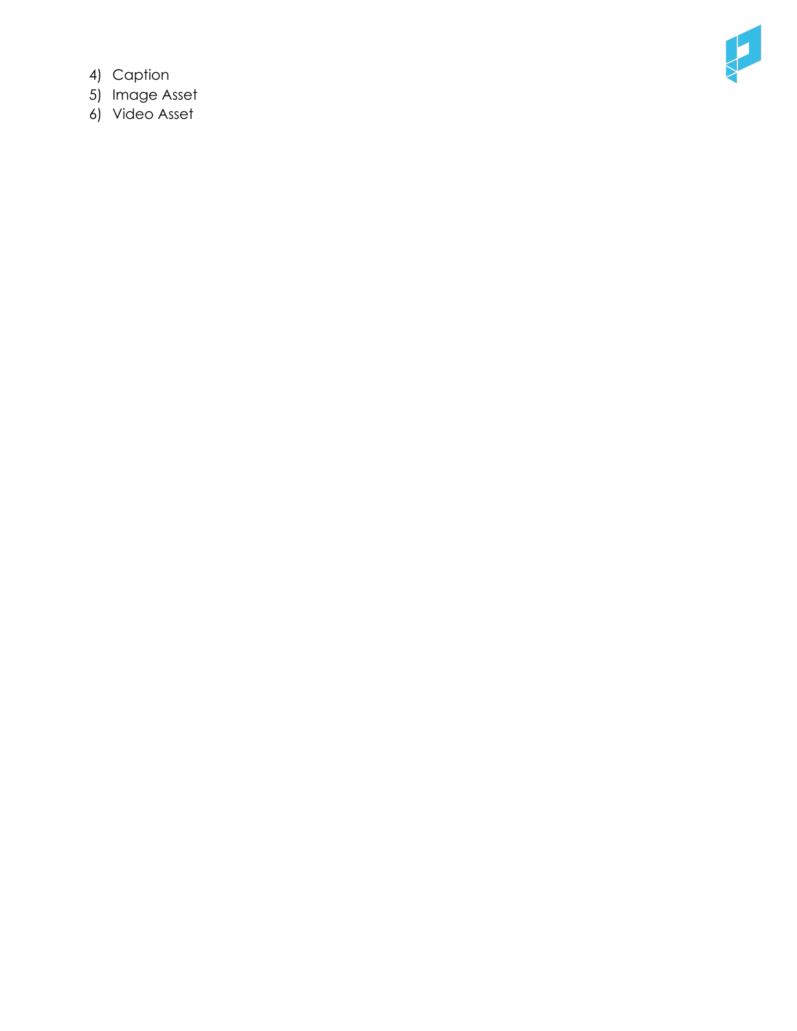4) Caption
5) Image Asset
6) Video Asset